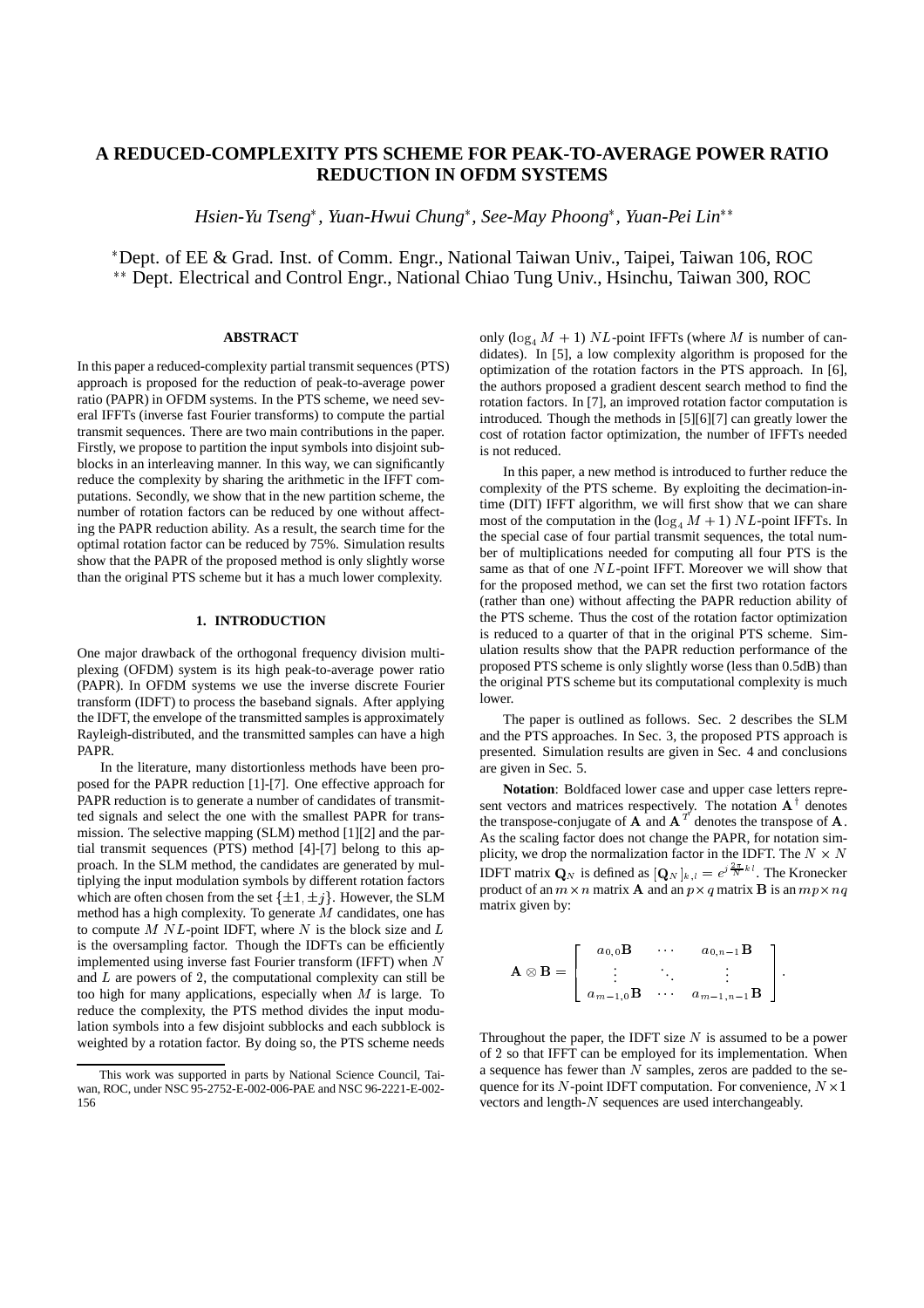# A REDUCED-COMPLEXITY PTS SCHEME FOR PEAK-TO-AVERAGE POWER RATIO REDUCTION IN OFDM SYSTEMS

*Hsien-Yu Tseng*[*], *Yuan-Hwui Chung*[*], *See-May Phoong*[*], *Yuan-Pei Lin*[**]

[*]Dept. of EE & Grad. Inst. of Comm. Engr., National Taiwan Univ., Taipei, Taiwan 106, ROC
[**] Dept. Electrical and Control Engr., National Chiao Tung Univ., Hsinchu, Taiwan 300, ROC

## ABSTRACT

In this paper a reduced-complexity partial transmit sequences (PTS) approach is proposed for the reduction of peak-to-average power ratio (PAPR) in OFDM systems. In the PTS scheme, we need several IFFTs (inverse fast Fourier transforms) to compute the partial transmit sequences. There are two main contributions in the paper. Firstly, we propose to partition the input symbols into disjoint subblocks in an interleaving manner. In this way, we can significantly reduce the complexity by sharing the arithmetic in the IFFT computations. Secondly, we show that in the new partition scheme, the number of rotation factors can be reduced by one without affecting the PAPR reduction ability. As a result, the search time for the optimal rotation factor can be reduced by 75%. Simulation results show that the PAPR of the proposed method is only slightly worse than the original PTS scheme but it has a much lower complexity.

## 1. INTRODUCTION

One major drawback of the orthogonal frequency division multiplexing (OFDM) system is its high peak-to-average power ratio (PAPR). In OFDM systems we use the inverse discrete Fourier transform (IDFT) to process the baseband signals. After applying the IDFT, the envelope of the transmitted samples is approximately Rayleigh-distributed, and the transmitted samples can have a high PAPR.

In the literature, many distortionless methods have been proposed for the PAPR reduction [1]-[7]. One effective approach for PAPR reduction is to generate a number of candidates of transmitted signals and select the one with the smallest PAPR for transmission. The selective mapping (SLM) method [1][2] and the partial transmit sequences (PTS) method [4]-[7] belong to this approach. In the SLM method, the candidates are generated by multiplying the input modulation symbols by different rotation factors which are often chosen from the set $\{\pm 1, \pm j\}$. However, the SLM method has a high complexity. To generate $M$ candidates, one has to compute $M$ $NL$-point IDFT, where $N$ is the block size and $L$ is the oversampling factor. Though the IDFTs can be efficiently implemented using inverse fast Fourier transform (IFFT) when $N$ and $L$ are powers of 2, the computational complexity can still be too high for many applications, especially when $M$ is large. To reduce the complexity, the PTS method divides the input modulation symbols into a few disjoint subblocks and each subblock is weighted by a rotation factor. By doing so, the PTS scheme needs only $(\log_4 M + 1)$ $NL$-point IFFTs (where $M$ is number of candidates). In [5], a low complexity algorithm is proposed for the optimization of the rotation factors in the PTS approach. In [6], the authors proposed a gradient descent search method to find the rotation factors. In [7], an improved rotation factor computation is introduced. Though the methods in [5][6][7] can greatly lower the cost of rotation factor optimization, the number of IFFTs needed is not reduced.

In this paper, a new method is introduced to further reduce the complexity of the PTS scheme. By exploiting the decimation-in-time (DIT) IFFT algorithm, we will first show that we can share most of the computation in the $(\log_4 M + 1)$ $NL$-point IFFTs. In the special case of four partial transmit sequences, the total number of multiplications needed for computing all four PTS is the same as that of one $NL$-point IFFT. Moreover we will show that for the proposed method, we can set the first two rotation factors (rather than one) without affecting the PAPR reduction ability of the PTS scheme. Thus the cost of the rotation factor optimization is reduced to a quarter of that in the original PTS scheme. Simulation results show that the PAPR reduction performance of the proposed PTS scheme is only slightly worse (less than 0.5dB) than the original PTS scheme but its computational complexity is much lower.

The paper is outlined as follows. Sec. 2 describes the SLM and the PTS approaches. In Sec. 3, the proposed PTS approach is presented. Simulation results are given in Sec. 4 and conclusions are given in Sec. 5.

**Notation**: Boldfaced lower case and upper case letters represent vectors and matrices respectively. The notation $\mathbf{A}^\dagger$ denotes the transpose-conjugate of $\mathbf{A}$ and $\mathbf{A}^T$ denotes the transpose of $\mathbf{A}$. As the scaling factor does not change the PAPR, for notation simplicity, we drop the normalization factor in the IDFT. The $N \times N$ IDFT matrix $\mathbf{Q}_N$ is defined as $[\mathbf{Q}_N]_{k,l} = e^{j\frac{2\pi}{N}kl}$. The Kronecker product of an $m \times n$ matrix $\mathbf{A}$ and an $p \times q$ matrix $\mathbf{B}$ is an $mp \times nq$ matrix given by:

$$\mathbf{A} \otimes \mathbf{B} = \begin{bmatrix} a_{0,0}\mathbf{B} & \cdots & a_{0,n-1}\mathbf{B} \\ \vdots & \ddots & \vdots \\ a_{m-1,0}\mathbf{B} & \cdots & a_{m-1,n-1}\mathbf{B} \end{bmatrix}.$$

Throughout the paper, the IDFT size $N$ is assumed to be a power of 2 so that IFFT can be employed for its implementation. When a sequence has fewer than $N$ samples, zeros are padded to the sequence for its $N$-point IDFT computation. For convenience, $N \times 1$ vectors and length-$N$ sequences are used interchangeably.

This work was supported in parts by National Science Council, Taiwan, ROC, under NSC 95-2752-E-002-006-PAE and NSC 96-2221-E-002-156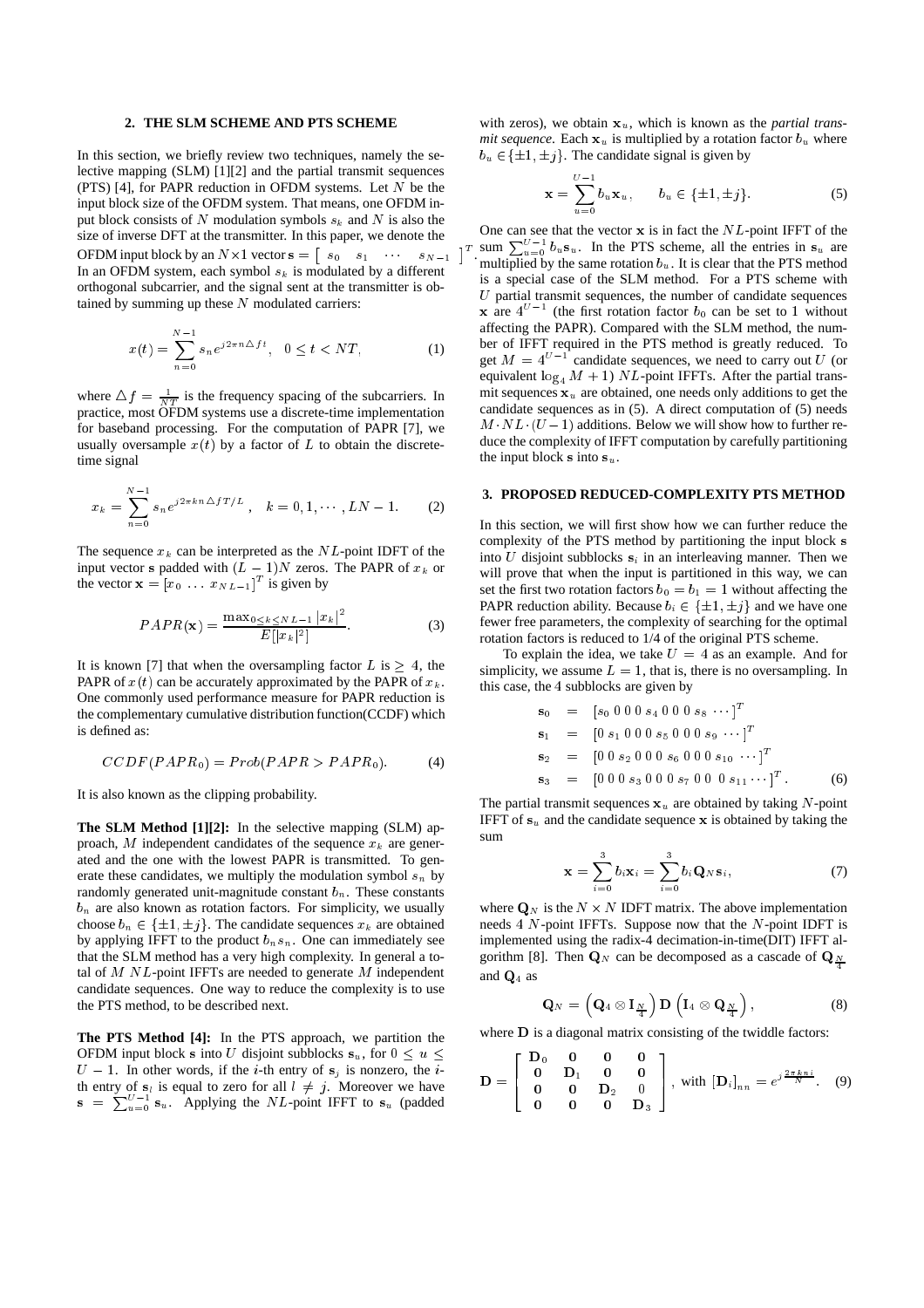## 2. THE SLM SCHEME AND PTS SCHEME

In this section, we briefly review two techniques, namely the selective mapping (SLM) [1][2] and the partial transmit sequences (PTS) [4], for PAPR reduction in OFDM systems. Let $N$ be the input block size of the OFDM system. That means, one OFDM input block consists of $N$ modulation symbols $s_k$ and $N$ is also the size of inverse DFT at the transmitter. In this paper, we denote the OFDM input block by an $N\times 1$ vector $\mathbf{s} = \begin{bmatrix} s_0 & s_1 & \cdots & s_{N-1} \end{bmatrix}^T$. In an OFDM system, each symbol $s_k$ is modulated by a different orthogonal subcarrier, and the signal sent at the transmitter is obtained by summing up these $N$ modulated carriers:

$$x(t) = \sum_{n=0}^{N-1} s_n e^{j2\pi n \triangle f t}, \quad 0 \le t < NT, \tag{1}$$

where $\triangle f = \frac{1}{NT}$ is the frequency spacing of the subcarriers. In practice, most OFDM systems use a discrete-time implementation for baseband processing. For the computation of PAPR [7], we usually oversample $x(t)$ by a factor of $L$ to obtain the discrete-time signal

$$x_k = \sum_{n=0}^{N-1} s_n e^{j2\pi k n \triangle f T/L}, \quad k = 0, 1, \cdots, LN-1. \tag{2}$$

The sequence $x_k$ can be interpreted as the $NL$-point IDFT of the input vector $\mathbf{s}$ padded with $(L-1)N$ zeros. The PAPR of $x_k$ or the vector $\mathbf{x} = [x_0 \ \ldots \ x_{NL-1}]^T$ is given by

$$PAPR(\mathbf{x}) = \frac{\max_{0\le k \le NL-1} |x_k|^2}{E[|x_k|^2]}. \tag{3}$$

It is known [7] that when the oversampling factor $L$ is $\ge 4$, the PAPR of $x(t)$ can be accurately approximated by the PAPR of $x_k$. One commonly used performance measure for PAPR reduction is the complementary cumulative distribution function(CCDF) which is defined as:

$$CCDF(PAPR_0) = Prob(PAPR > PAPR_0). \tag{4}$$

It is also known as the clipping probability.

**The SLM Method [1][2]:** In the selective mapping (SLM) approach, $M$ independent candidates of the sequence $x_k$ are generated and the one with the lowest PAPR is transmitted. To generate these candidates, we multiply the modulation symbol $s_n$ by randomly generated unit-magnitude constant $b_n$. These constants $b_n$ are also known as rotation factors. For simplicity, we usually choose $b_n \in \{\pm 1, \pm j\}$. The candidate sequences $x_k$ are obtained by applying IFFT to the product $b_n s_n$. One can immediately see that the SLM method has a very high complexity. In general a total of $M$ $NL$-point IFFTs are needed to generate $M$ independent candidate sequences. One way to reduce the complexity is to use the PTS method, to be described next.

**The PTS Method [4]:** In the PTS approach, we partition the OFDM input block $\mathbf{s}$ into $U$ disjoint subblocks $\mathbf{s}_u$, for $0 \le u \le U-1$. In other words, if the $i$-th entry of $\mathbf{s}_j$ is nonzero, the $i$-th entry of $\mathbf{s}_l$ is equal to zero for all $l \ne j$. Moreover we have $\mathbf{s} = \sum_{u=0}^{U-1} \mathbf{s}_u$. Applying the $NL$-point IFFT to $\mathbf{s}_u$ (padded with zeros), we obtain $\mathbf{x}_u$, which is known as the *partial transmit sequence*. Each $\mathbf{x}_u$ is multiplied by a rotation factor $b_u$ where $b_u \in \{\pm 1, \pm j\}$. The candidate signal is given by

$$\mathbf{x} = \sum_{u=0}^{U-1} b_u \mathbf{x}_u, \qquad b_u \in \{\pm 1, \pm j\}. \tag{5}$$

One can see that the vector $\mathbf{x}$ is in fact the $NL$-point IFFT of the sum $\sum_{u=0}^{U-1} b_u \mathbf{s}_u$. In the PTS scheme, all the entries in $\mathbf{s}_u$ are multiplied by the same rotation $b_u$. It is clear that the PTS method is a special case of the SLM method. For a PTS scheme with $U$ partial transmit sequences, the number of candidate sequences $\mathbf{x}$ are $4^{U-1}$ (the first rotation factor $b_0$ can be set to 1 without affecting the PAPR). Compared with the SLM method, the number of IFFT required in the PTS method is greatly reduced. To get $M = 4^{U-1}$ candidate sequences, we need to carry out $U$ (or equivalent $\log_4 M + 1$) $NL$-point IFFTs. After the partial transmit sequences $\mathbf{x}_u$ are obtained, one needs only additions to get the candidate sequences as in (5). A direct computation of (5) needs $M \cdot NL \cdot (U-1)$ additions. Below we will show how to further reduce the complexity of IFFT computation by carefully partitioning the input block $\mathbf{s}$ into $\mathbf{s}_u$.

## 3. PROPOSED REDUCED-COMPLEXITY PTS METHOD

In this section, we will first show how we can further reduce the complexity of the PTS method by partitioning the input block $\mathbf{s}$ into $U$ disjoint subblocks $\mathbf{s}_i$ in an interleaving manner. Then we will prove that when the input is partitioned in this way, we can set the first two rotation factors $b_0 = b_1 = 1$ without affecting the PAPR reduction ability. Because $b_i \in \{\pm 1, \pm j\}$ and we have one fewer free parameters, the complexity of searching for the optimal rotation factors is reduced to 1/4 of the original PTS scheme.

To explain the idea, we take $U = 4$ as an example. And for simplicity, we assume $L = 1$, that is, there is no oversampling. In this case, the 4 subblocks are given by

$$\begin{aligned}
\mathbf{s}_0 &= [s_0 \ 0 \ 0 \ 0 \ s_4 \ 0 \ 0 \ 0 \ s_8 \ \cdots]^T \\
\mathbf{s}_1 &= [0 \ s_1 \ 0 \ 0 \ 0 \ s_5 \ 0 \ 0 \ 0 \ s_9 \ \cdots]^T \\
\mathbf{s}_2 &= [0 \ 0 \ s_2 \ 0 \ 0 \ 0 \ s_6 \ 0 \ 0 \ 0 \ s_{10} \ \cdots]^T \\
\mathbf{s}_3 &= [0 \ 0 \ 0 \ s_3 \ 0 \ 0 \ 0 \ s_7 \ 0 \ 0 \ 0 \ s_{11} \cdots]^T.
\end{aligned} \tag{6}$$

The partial transmit sequences $\mathbf{x}_u$ are obtained by taking $N$-point IFFT of $\mathbf{s}_u$ and the candidate sequence $\mathbf{x}$ is obtained by taking the sum

$$\mathbf{x} = \sum_{i=0}^{3} b_i \mathbf{x}_i = \sum_{i=0}^{3} b_i \mathbf{Q}_N \mathbf{s}_i, \tag{7}$$

where $\mathbf{Q}_N$ is the $N \times N$ IDFT matrix. The above implementation needs 4 $N$-point IFFTs. Suppose now that the $N$-point IDFT is implemented using the radix-4 decimation-in-time(DIT) IFFT algorithm [8]. Then $\mathbf{Q}_N$ can be decomposed as a cascade of $\mathbf{Q}_{\frac{N}{4}}$ and $\mathbf{Q}_4$ as

$$\mathbf{Q}_N = \left(\mathbf{Q}_4 \otimes \mathbf{I}_{\frac{N}{4}}\right) \mathbf{D} \left(\mathbf{I}_4 \otimes \mathbf{Q}_{\frac{N}{4}}\right), \tag{8}$$

where $\mathbf{D}$ is a diagonal matrix consisting of the twiddle factors:

$$\mathbf{D} = \begin{bmatrix} \mathbf{D}_0 & \mathbf{0} & \mathbf{0} & \mathbf{0} \\ \mathbf{0} & \mathbf{D}_1 & \mathbf{0} & \mathbf{0} \\ \mathbf{0} & \mathbf{0} & \mathbf{D}_2 & 0 \\ \mathbf{0} & \mathbf{0} & \mathbf{0} & \mathbf{D}_3 \end{bmatrix}, \text{ with } [\mathbf{D}_i]_{nn} = e^{j\frac{2\pi k n i}{N}}. \tag{9}$$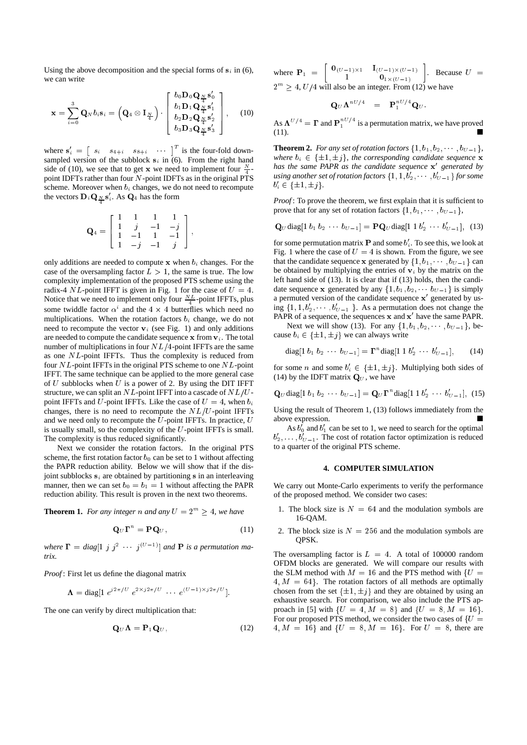Using the above decomposition and the special forms of $\mathbf{s}_i$ in (6), we can write

$$\mathbf{x} = \sum_{i=0}^{3} \mathbf{Q}_N b_i \mathbf{s}_i = \left(\mathbf{Q}_4 \otimes \mathbf{I}_{\frac{N}{4}}\right) \cdot \begin{bmatrix} b_0 \mathbf{D}_0 \mathbf{Q}_{\frac{N}{4}} \mathbf{s}'_0 \\ b_1 \mathbf{D}_1 \mathbf{Q}_{\frac{N}{4}} \mathbf{s}'_1 \\ b_2 \mathbf{D}_2 \mathbf{Q}_{\frac{N}{4}} \mathbf{s}'_2 \\ b_3 \mathbf{D}_3 \mathbf{Q}_{\frac{N}{4}} \mathbf{s}'_3 \end{bmatrix}, \quad (10)$$

where $\mathbf{s}'_i = \left[ \begin{array}{cccc} s_i & s_{4+i} & s_{8+i} & \cdots \end{array} \right]^T$ is the four-fold downsampled version of the subblock $\mathbf{s}_i$ in (6). From the right hand side of (10), we see that to get $\mathbf{x}$ we need to implement four $\frac{N}{4}$-point IDFTs rather than four $N$-point IDFTs as in the original PTS scheme. Moreover when $b_i$ changes, we do not need to recompute the vectors $\mathbf{D}_i \mathbf{Q}_{\frac{N}{4}} \mathbf{s}'_i$. As $\mathbf{Q}_4$ has the form

$$\mathbf{Q}_4 = \begin{bmatrix} 1 & 1 & 1 & 1 \\ 1 & j & -1 & -j \\ 1 & -1 & 1 & -1 \\ 1 & -j & -1 & j \end{bmatrix},$$

only additions are needed to compute $\mathbf{x}$ when $b_i$ changes. For the case of the oversampling factor $L > 1$, the same is true. The low complexity implementation of the proposed PTS scheme using the radix-4 $NL$-point IFFT is given in Fig. 1 for the case of $U = 4$. Notice that we need to implement only four $\frac{NL}{4}$-point IFFTs, plus some twiddle factor $\alpha^i$ and the $4 \times 4$ butterflies which need no multiplications. When the rotation factors $b_i$ change, we do not need to recompute the vector $\mathbf{v}_i$ (see Fig. 1) and only additions are needed to compute the candidate sequence $\mathbf{x}$ from $\mathbf{v}_i$. The total number of multiplications in four $NL/4$-point IFFTs are the same as one $NL$-point IFFTs. Thus the complexity is reduced from four $NL$-point IFFTs in the original PTS scheme to one $NL$-point IFFT. The same technique can be applied to the more general case of $U$ subblocks when $U$ is a power of 2. By using the DIT IFFT structure, we can split an $NL$-point IFFT into a cascade of $NL/U$-point IFFTs and $U$-point IFFTs. Like the case of $U = 4$, when $b_i$ changes, there is no need to recompute the $NL/U$-point IFFTs and we need only to recompute the $U$-point IFFTs. In practice, $U$ is usually small, so the complexity of the $U$-point IFFTs is small. The complexity is thus reduced significantly.

Next we consider the rotation factors. In the original PTS scheme, the first rotation factor $b_0$ can be set to 1 without affecting the PAPR reduction ability. Below we will show that if the disjoint subblocks $\mathbf{s}_i$ are obtained by partitioning $\mathbf{s}$ in an interleaving manner, then we can set $b_0 = b_1 = 1$ without affecting the PAPR reduction ability. This result is proven in the next two theorems.

**Theorem 1.** *For any integer $n$ and any $U = 2^m \geq 4$, we have*

$$\mathbf{Q}_U \mathbf{\Gamma}^n = \mathbf{P} \mathbf{Q}_U, \quad (11)$$

*where $\mathbf{\Gamma} = diag[1 \ j \ j^2 \ \cdots \ j^{(U-1)}]$ and $\mathbf{P}$ is a permutation matrix.*

*Proof*: First let us define the diagonal matrix

$$\mathbf{\Lambda} = \text{diag}[1 \ e^{j2\pi/U} \ e^{2\times j2\pi/U} \ \cdots \ e^{(U-1)\times j2\pi/U}].$$

The one can verify by direct multiplication that:

$$\mathbf{Q}_U \mathbf{\Lambda} = \mathbf{P}_1 \mathbf{Q}_U, \quad (12)$$

where $\mathbf{P}_1 = \begin{bmatrix} \mathbf{0}_{(U-1)\times 1} & \mathbf{I}_{(U-1)\times(U-1)} \\ 1 & \mathbf{0}_{1\times(U-1)} \end{bmatrix}$. Because $U = 2^m \geq 4$, $U/4$ will also be an integer. From (12) we have

$$\mathbf{Q}_U \mathbf{\Lambda}^{nU/4} = \mathbf{P}_1^{nU/4} \mathbf{Q}_U.$$

As $\mathbf{\Lambda}^{U/4} = \mathbf{\Gamma}$ and $\mathbf{P}_1^{nU/4}$ is a permutation matrix, we have proved (11). ∎

**Theorem 2.** *For any set of rotation factors $\{1, b_1, b_2, \cdots, b_{U-1}\}$, where $b_i \in \{\pm 1, \pm j\}$, the corresponding candidate sequence $\mathbf{x}$ has the same PAPR as the candidate sequence $\mathbf{x}'$ generated by using another set of rotation factors $\{1, 1, b'_2, \cdots, b'_{U-1}\}$ for some $b'_i \in \{\pm 1, \pm j\}$.*

*Proof*: To prove the theorem, we first explain that it is sufficient to prove that for any set of rotation factors $\{1, b_1, \cdots, b_{U-1}\}$,

$$\mathbf{Q}_U \,\text{diag}[1 \ b_1 \ b_2 \ \cdots \ b_{U-1}] = \mathbf{P} \mathbf{Q}_U \,\text{diag}[1 \ 1 \ b'_2 \ \cdots \ b'_{U-1}], \quad (13)$$

for some permutation matrix $\mathbf{P}$ and some $b'_i$. To see this, we look at Fig. 1 where the case of $U = 4$ is shown. From the figure, we see that the candidate sequence $\mathbf{x}$ generated by $\{1, b_1, \cdots, b_{U-1}\}$ can be obtained by multiplying the entries of $\mathbf{v}_i$ by the matrix on the left hand side of (13). It is clear that if (13) holds, then the candidate sequence $\mathbf{x}$ generated by any $\{1, b_1, b_2, \cdots b_{U-1}\}$ is simply a permuted version of the candidate sequence $\mathbf{x}'$ generated by using $\{1, 1, b'_2, \cdots, b'_{U-1}\}$. As a permutation does not change the PAPR of a sequence, the sequences $\mathbf{x}$ and $\mathbf{x}'$ have the same PAPR.

Next we will show (13). For any $\{1, b_1, b_2, \cdots, b_{U-1}\}$, because $b_i \in \{\pm 1, \pm j\}$ we can always write

$$\text{diag}[1 \ b_1 \ b_2 \ \cdots \ b_{U-1}] = \mathbf{\Gamma}^n \text{diag}[1 \ 1 \ b'_2 \ \cdots \ b'_{U-1}], \quad (14)$$

for some $n$ and some $b'_i \in \{\pm 1, \pm j\}$. Multiplying both sides of (14) by the IDFT matrix $\mathbf{Q}_U$, we have

$$\mathbf{Q}_U \,\text{diag}[1 \ b_1 \ b_2 \ \cdots \ b_{U-1}] = \mathbf{Q}_U \mathbf{\Gamma}^n \text{diag}[1 \ 1 \ b'_2 \ \cdots \ b'_{U-1}], \quad (15)$$

Using the result of Theorem 1, (13) follows immediately from the above expression. ∎

As $b'_0$ and $b'_1$ can be set to 1, we need to search for the optimal $b'_2, \ldots, b'_{U-1}$. The cost of rotation factor optimization is reduced to a quarter of the original PTS scheme.

## 4. COMPUTER SIMULATION

We carry out Monte-Carlo experiments to verify the performance of the proposed method. We consider two cases:

1. The block size is $N = 64$ and the modulation symbols are 16-QAM.
2. The block size is $N = 256$ and the modulation symbols are QPSK.

The oversampling factor is $L = 4$. A total of 100000 random OFDM blocks are generated. We will compare our results with the SLM method with $M = 16$ and the PTS method with $\{U = 4, M = 64\}$. The rotation factors of all methods are optimally chosen from the set $\{\pm 1, \pm j\}$ and they are obtained by using an exhaustive search. For comparison, we also include the PTS approach in [5] with $\{U = 4, M = 8\}$ and $\{U = 8, M = 16\}$. For our proposed PTS method, we consider the two cases of $\{U = 4, M = 16\}$ and $\{U = 8, M = 16\}$. For $U = 8$, there are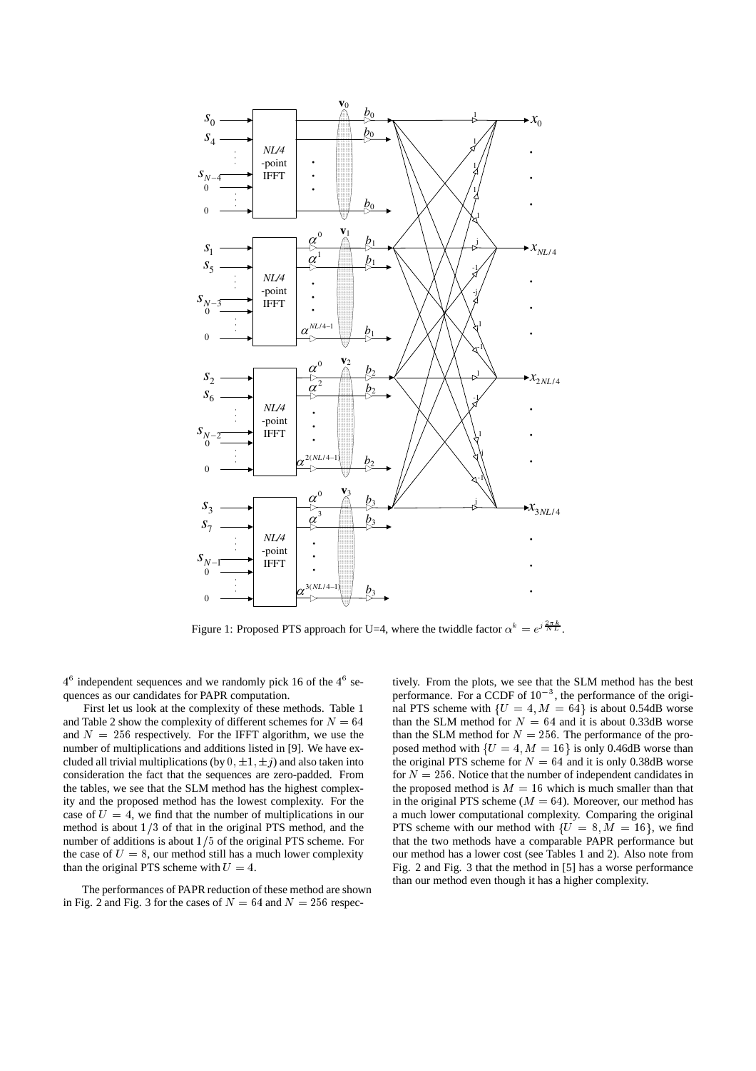Figure 1: Proposed PTS approach for U=4, where the twiddle factor $\alpha^k = e^{j\frac{2\pi k}{NL}}$.

$4^6$ independent sequences and we randomly pick 16 of the $4^6$ sequences as our candidates for PAPR computation.

First let us look at the complexity of these methods. Table 1 and Table 2 show the complexity of different schemes for $N = 64$ and $N = 256$ respectively. For the IFFT algorithm, we use the number of multiplications and additions listed in [9]. We have excluded all trivial multiplications (by $0, \pm 1, \pm j$) and also taken into consideration the fact that the sequences are zero-padded. From the tables, we see that the SLM method has the highest complexity and the proposed method has the lowest complexity. For the case of $U = 4$, we find that the number of multiplications in our method is about $1/3$ of that in the original PTS method, and the number of additions is about $1/5$ of the original PTS scheme. For the case of $U = 8$, our method still has a much lower complexity than the original PTS scheme with $U = 4$.

The performances of PAPR reduction of these method are shown in Fig. 2 and Fig. 3 for the cases of $N = 64$ and $N = 256$ respectively. From the plots, we see that the SLM method has the best performance. For a CCDF of $10^{-3}$, the performance of the original PTS scheme with $\{U = 4, M = 64\}$ is about 0.54dB worse than the SLM method for $N = 64$ and it is about 0.33dB worse than the SLM method for $N = 256$. The performance of the proposed method with $\{U = 4, M = 16\}$ is only 0.46dB worse than the original PTS scheme for $N = 64$ and it is only 0.38dB worse for $N = 256$. Notice that the number of independent candidates in the proposed method is $M = 16$ which is much smaller than that in the original PTS scheme ($M = 64$). Moreover, our method has a much lower computational complexity. Comparing the original PTS scheme with our method with $\{U = 8, M = 16\}$, we find that the two methods have a comparable PAPR performance but our method has a lower cost (see Tables 1 and 2). Also note from Fig. 2 and Fig. 3 that the method in [5] has a worse performance than our method even though it has a higher complexity.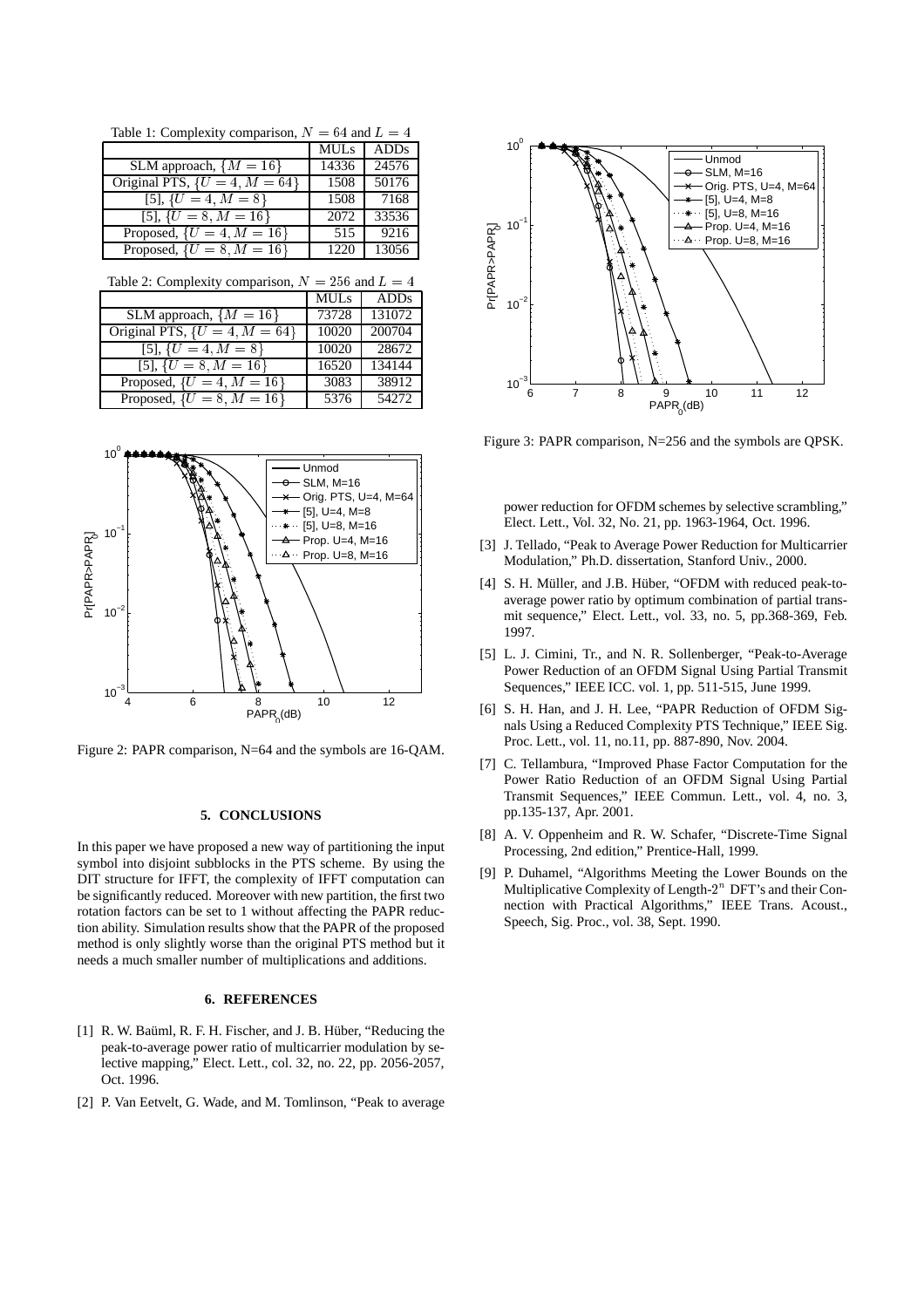Table 1: Complexity comparison, $N = 64$ and $L = 4$

| | MULs | ADDs |
|---|---|---|
| SLM approach, $\{M = 16\}$ | 14336 | 24576 |
| Original PTS, $\{U = 4, M = 64\}$ | 1508 | 50176 |
| [5], $\{U = 4, M = 8\}$ | 1508 | 7168 |
| [5], $\{U = 8, M = 16\}$ | 2072 | 33536 |
| Proposed, $\{U = 4, M = 16\}$ | 515 | 9216 |
| Proposed, $\{U = 8, M = 16\}$ | 1220 | 13056 |

Table 2: Complexity comparison, $N = 256$ and $L = 4$

| | MULs | ADDs |
|---|---|---|
| SLM approach, $\{M = 16\}$ | 73728 | 131072 |
| Original PTS, $\{U = 4, M = 64\}$ | 10020 | 200704 |
| [5], $\{U = 4, M = 8\}$ | 10020 | 28672 |
| [5], $\{U = 8, M = 16\}$ | 16520 | 134144 |
| Proposed, $\{U = 4, M = 16\}$ | 3083 | 38912 |
| Proposed, $\{U = 8, M = 16\}$ | 5376 | 54272 |

Unmod
SLM, M=16
Orig. PTS, U=4, M=64
[5], U=4, M=8
[5], U=8, M=16
Prop. U=4, M=16
Prop. U=8, M=16
Pr[PAPR>PAPR$_0$]
PAPR$_0$(dB)

Figure 2: PAPR comparison, N=64 and the symbols are 16-QAM.

## 5. CONCLUSIONS

In this paper we have proposed a new way of partitioning the input symbol into disjoint subblocks in the PTS scheme. By using the DIT structure for IFFT, the complexity of IFFT computation can be significantly reduced. Moreover with new partition, the first two rotation factors can be set to 1 without affecting the PAPR reduction ability. Simulation results show that the PAPR of the proposed method is only slightly worse than the original PTS method but it needs a much smaller number of multiplications and additions.

## 6. REFERENCES

[1] R. W. Baüml, R. F. H. Fischer, and J. B. Hüber, "Reducing the peak-to-average power ratio of multicarrier modulation by selective mapping," Elect. Lett., col. 32, no. 22, pp. 2056-2057, Oct. 1996.

[2] P. Van Eetvelt, G. Wade, and M. Tomlinson, "Peak to average power reduction for OFDM schemes by selective scrambling," Elect. Lett., Vol. 32, No. 21, pp. 1963-1964, Oct. 1996.

[3] J. Tellado, "Peak to Average Power Reduction for Multicarrier Modulation," Ph.D. dissertation, Stanford Univ., 2000.

[4] S. H. Müller, and J.B. Hüber, "OFDM with reduced peak-to-average power ratio by optimum combination of partial transmit sequence," Elect. Lett., vol. 33, no. 5, pp.368-369, Feb. 1997.

[5] L. J. Cimini, Tr., and N. R. Sollenberger, "Peak-to-Average Power Reduction of an OFDM Signal Using Partial Transmit Sequences," IEEE ICC. vol. 1, pp. 511-515, June 1999.

[6] S. H. Han, and J. H. Lee, "PAPR Reduction of OFDM Signals Using a Reduced Complexity PTS Technique," IEEE Sig. Proc. Lett., vol. 11, no.11, pp. 887-890, Nov. 2004.

[7] C. Tellambura, "Improved Phase Factor Computation for the Power Ratio Reduction of an OFDM Signal Using Partial Transmit Sequences," IEEE Commun. Lett., vol. 4, no. 3, pp.135-137, Apr. 2001.

[8] A. V. Oppenheim and R. W. Schafer, "Discrete-Time Signal Processing, 2nd edition," Prentice-Hall, 1999.

[9] P. Duhamel, "Algorithms Meeting the Lower Bounds on the Multiplicative Complexity of Length-$2^n$ DFT's and their Connection with Practical Algorithms," IEEE Trans. Acoust., Speech, Sig. Proc., vol. 38, Sept. 1990.

Unmod
SLM, M=16
Orig. PTS, U=4, M=64
[5], U=4, M=8
[5], U=8, M=16
Prop. U=4, M=16
Prop. U=8, M=16
Pr[PAPR>PAPR$_0$]
PAPR$_0$(dB)

Figure 3: PAPR comparison, N=256 and the symbols are QPSK.